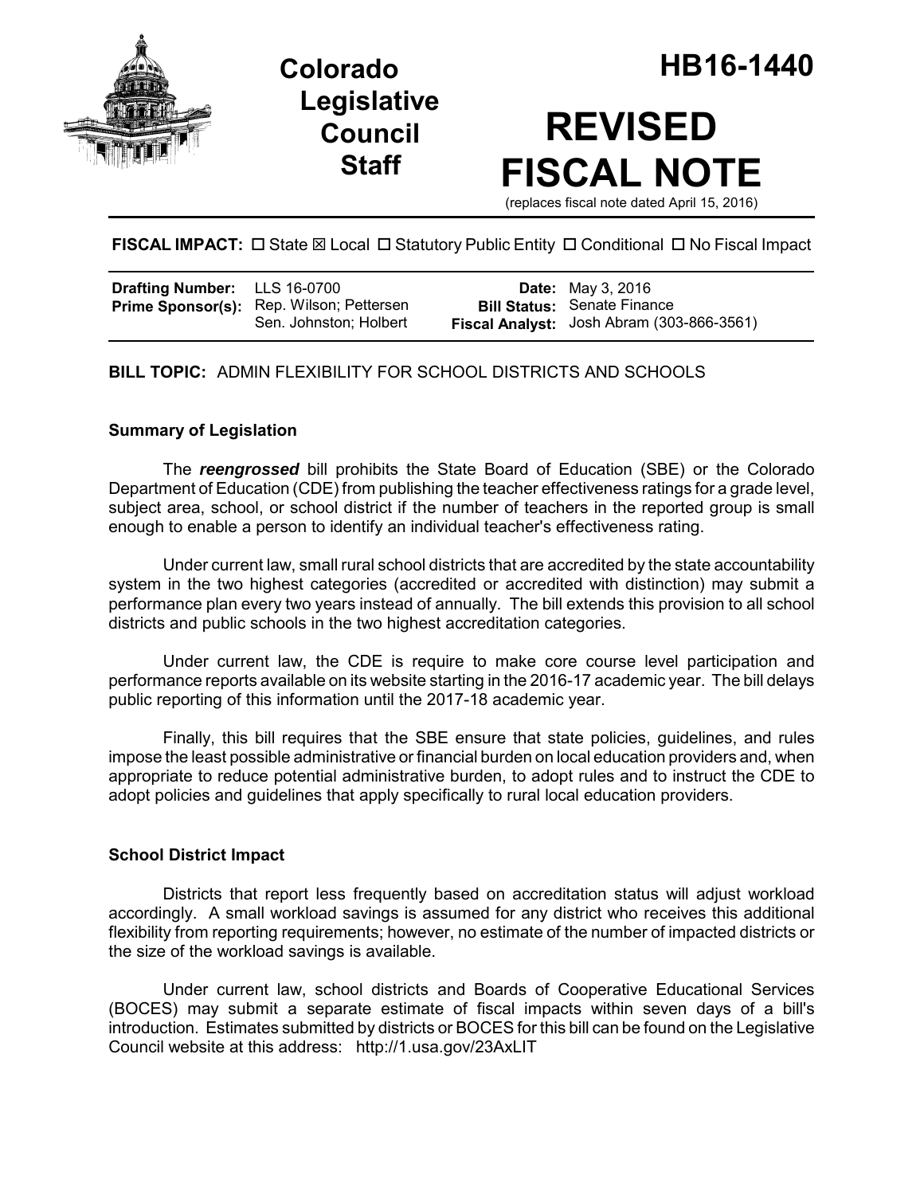# Colorado Legislative Council Staff

# HB16-1440

# REVISED FISCAL NOTE

(replaces fiscal note dated April 15, 2016)

**FISCAL IMPACT:** ☐ State ☒ Local ☐ Statutory Public Entity ☐ Conditional ☐ No Fiscal Impact

| | | | |
|---|---|---|---|
| **Drafting Number:** | LLS 16-0700 | **Date:** | May 3, 2016 |
| **Prime Sponsor(s):** | Rep. Wilson; Pettersen<br>Sen. Johnston; Holbert | **Bill Status:** | Senate Finance |
| | | **Fiscal Analyst:** | Josh Abram (303-866-3561) |

**BILL TOPIC:** ADMIN FLEXIBILITY FOR SCHOOL DISTRICTS AND SCHOOLS

### Summary of Legislation

The ***reengrossed*** bill prohibits the State Board of Education (SBE) or the Colorado Department of Education (CDE) from publishing the teacher effectiveness ratings for a grade level, subject area, school, or school district if the number of teachers in the reported group is small enough to enable a person to identify an individual teacher's effectiveness rating.

Under current law, small rural school districts that are accredited by the state accountability system in the two highest categories (accredited or accredited with distinction) may submit a performance plan every two years instead of annually. The bill extends this provision to all school districts and public schools in the two highest accreditation categories.

Under current law, the CDE is require to make core course level participation and performance reports available on its website starting in the 2016-17 academic year. The bill delays public reporting of this information until the 2017-18 academic year.

Finally, this bill requires that the SBE ensure that state policies, guidelines, and rules impose the least possible administrative or financial burden on local education providers and, when appropriate to reduce potential administrative burden, to adopt rules and to instruct the CDE to adopt policies and guidelines that apply specifically to rural local education providers.

### School District Impact

Districts that report less frequently based on accreditation status will adjust workload accordingly. A small workload savings is assumed for any district who receives this additional flexibility from reporting requirements; however, no estimate of the number of impacted districts or the size of the workload savings is available.

Under current law, school districts and Boards of Cooperative Educational Services (BOCES) may submit a separate estimate of fiscal impacts within seven days of a bill's introduction. Estimates submitted by districts or BOCES for this bill can be found on the Legislative Council website at this address: http://1.usa.gov/23AxLIT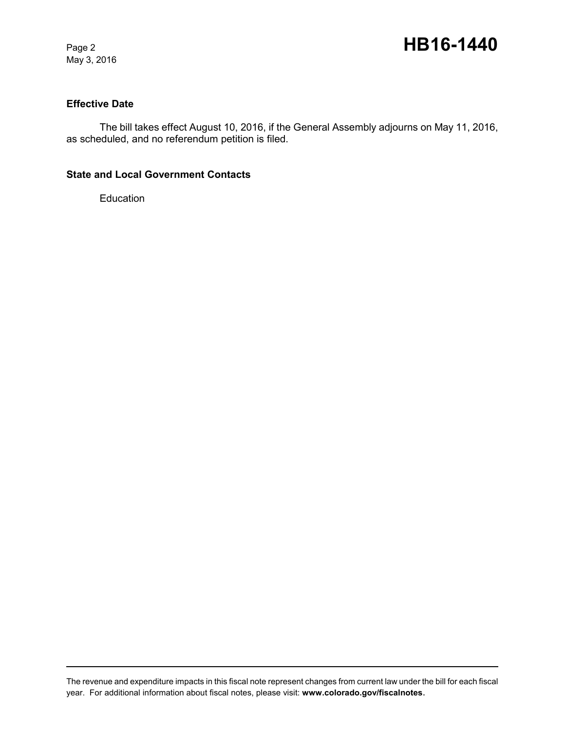## Effective Date

The bill takes effect August 10, 2016, if the General Assembly adjourns on May 11, 2016, as scheduled, and no referendum petition is filed.

## State and Local Government Contacts

Education

The revenue and expenditure impacts in this fiscal note represent changes from current law under the bill for each fiscal year. For additional information about fiscal notes, please visit: **www.colorado.gov/fiscalnotes.**